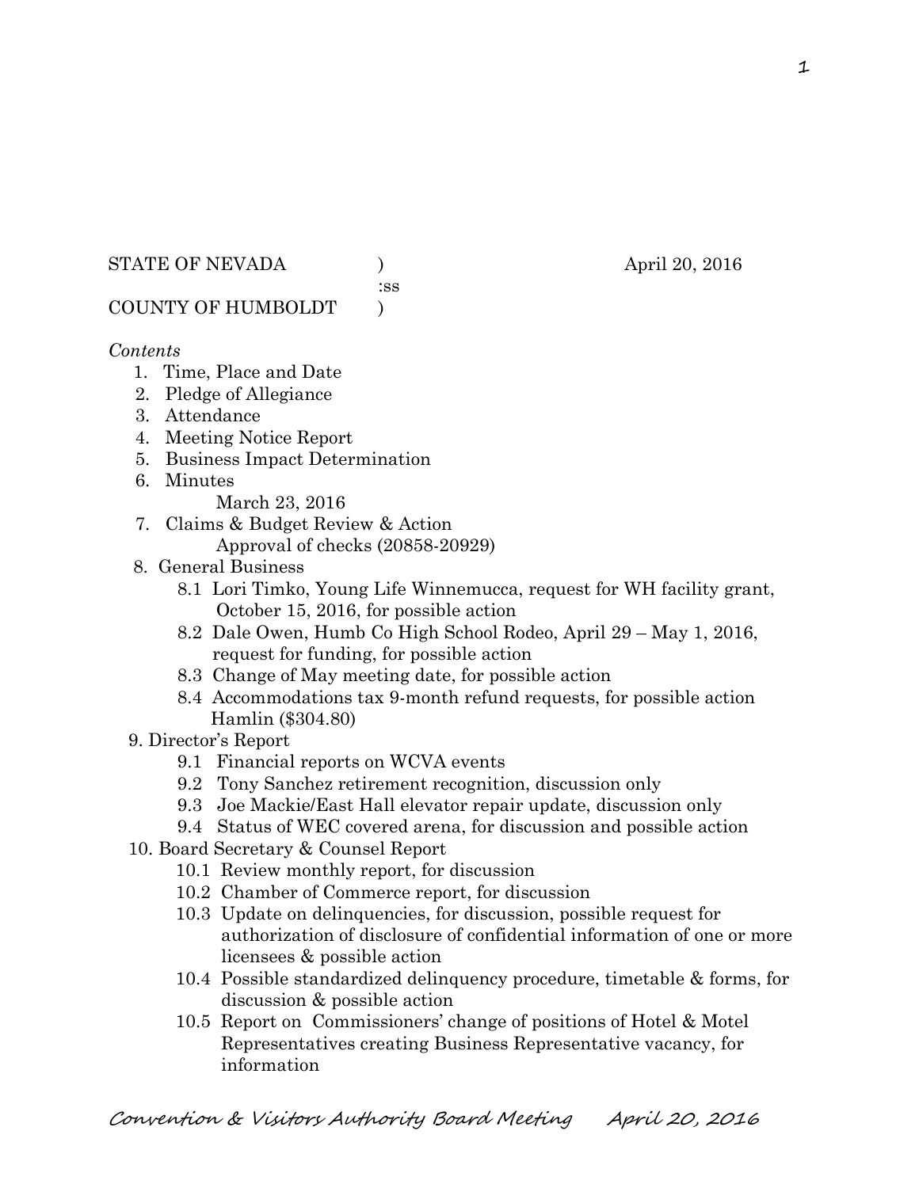STATE OF NEVADA )  April 20, 2016
:ss
COUNTY OF HUMBOLDT )

*Contents*

1. Time, Place and Date
2. Pledge of Allegiance
3. Attendance
4. Meeting Notice Report
5. Business Impact Determination
6. Minutes
   March 23, 2016
7. Claims & Budget Review & Action
   Approval of checks (20858-20929)
8. General Business
   - 8.1 Lori Timko, Young Life Winnemucca, request for WH facility grant, October 15, 2016, for possible action
   - 8.2 Dale Owen, Humb Co High School Rodeo, April 29 – May 1, 2016, request for funding, for possible action
   - 8.3 Change of May meeting date, for possible action
   - 8.4 Accommodations tax 9-month refund requests, for possible action
     Hamlin ($304.80)
9. Director's Report
   - 9.1 Financial reports on WCVA events
   - 9.2 Tony Sanchez retirement recognition, discussion only
   - 9.3 Joe Mackie/East Hall elevator repair update, discussion only
   - 9.4 Status of WEC covered arena, for discussion and possible action
10. Board Secretary & Counsel Report
    - 10.1 Review monthly report, for discussion
    - 10.2 Chamber of Commerce report, for discussion
    - 10.3 Update on delinquencies, for discussion, possible request for authorization of disclosure of confidential information of one or more licensees & possible action
    - 10.4 Possible standardized delinquency procedure, timetable & forms, for discussion & possible action
    - 10.5 Report on Commissioners' change of positions of Hotel & Motel Representatives creating Business Representative vacancy, for information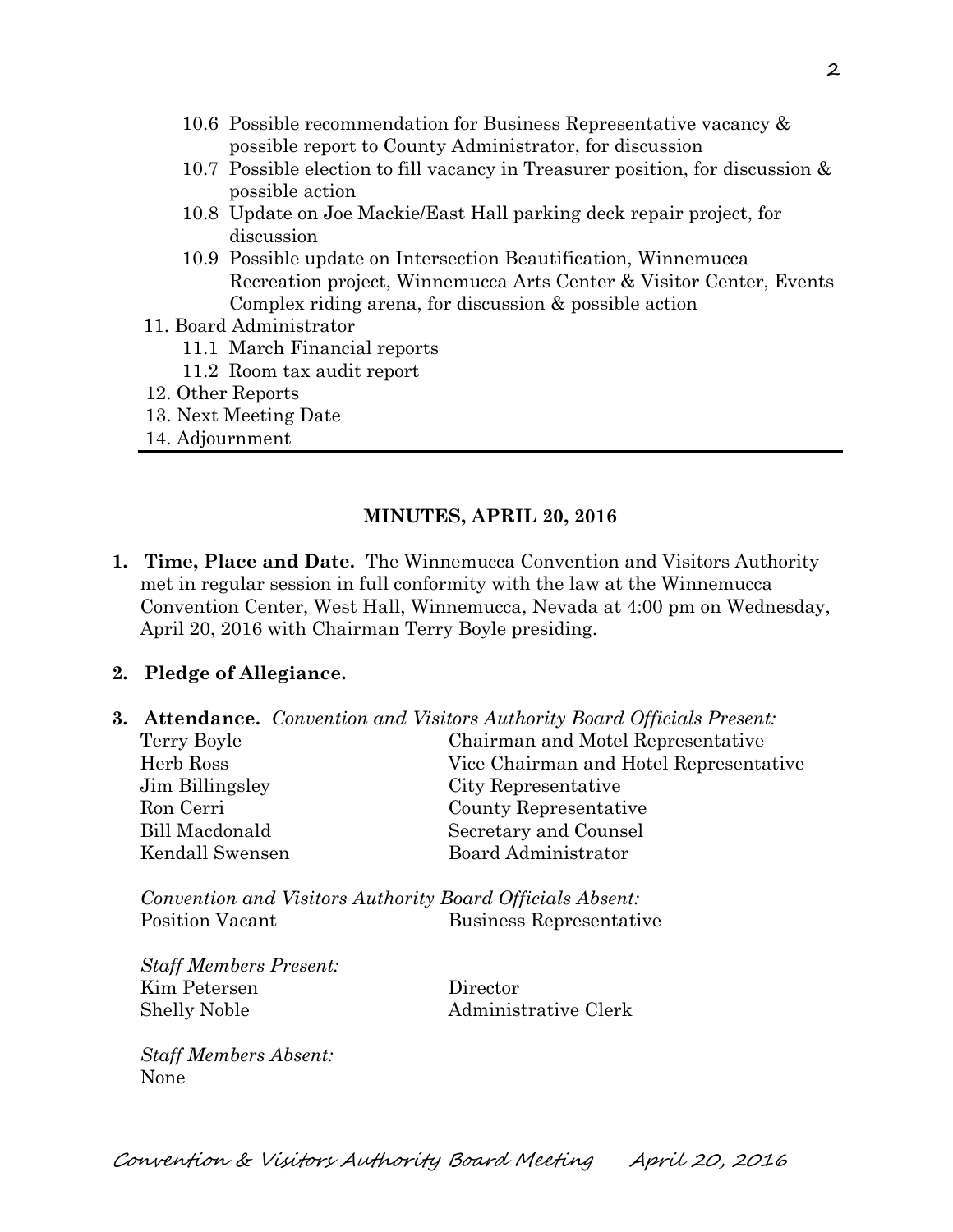10.6 Possible recommendation for Business Representative vacancy & possible report to County Administrator, for discussion
10.7 Possible election to fill vacancy in Treasurer position, for discussion & possible action
10.8 Update on Joe Mackie/East Hall parking deck repair project, for discussion
10.9 Possible update on Intersection Beautification, Winnemucca Recreation project, Winnemucca Arts Center & Visitor Center, Events Complex riding arena, for discussion & possible action

11. Board Administrator
    11.1 March Financial reports
    11.2 Room tax audit report
12. Other Reports
13. Next Meeting Date
14. Adjournment

---

**MINUTES, APRIL 20, 2016**

1. **Time, Place and Date.** The Winnemucca Convention and Visitors Authority met in regular session in full conformity with the law at the Winnemucca Convention Center, West Hall, Winnemucca, Nevada at 4:00 pm on Wednesday, April 20, 2016 with Chairman Terry Boyle presiding.

2. **Pledge of Allegiance.**

3. **Attendance.** *Convention and Visitors Authority Board Officials Present:*

| | |
|---|---|
| Terry Boyle | Chairman and Motel Representative |
| Herb Ross | Vice Chairman and Hotel Representative |
| Jim Billingsley | City Representative |
| Ron Cerri | County Representative |
| Bill Macdonald | Secretary and Counsel |
| Kendall Swensen | Board Administrator |

*Convention and Visitors Authority Board Officials Absent:*

| | |
|---|---|
| Position Vacant | Business Representative |

*Staff Members Present:*

| | |
|---|---|
| Kim Petersen | Director |
| Shelly Noble | Administrative Clerk |

*Staff Members Absent:*
None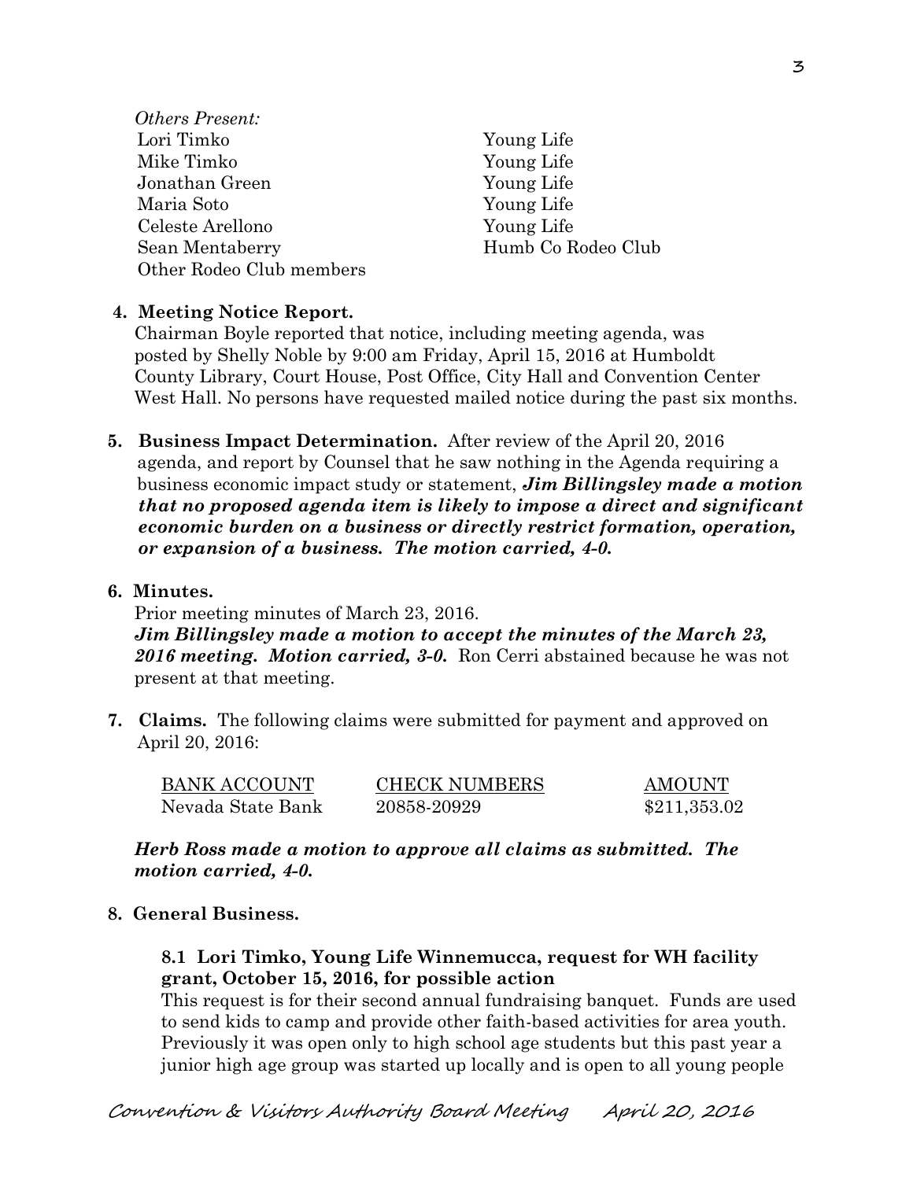*Others Present:*

| | |
|---|---|
| Lori Timko | Young Life |
| Mike Timko | Young Life |
| Jonathan Green | Young Life |
| Maria Soto | Young Life |
| Celeste Arellono | Young Life |
| Sean Mentaberry | Humb Co Rodeo Club |
| Other Rodeo Club members | |

**4. Meeting Notice Report.**

Chairman Boyle reported that notice, including meeting agenda, was posted by Shelly Noble by 9:00 am Friday, April 15, 2016 at Humboldt County Library, Court House, Post Office, City Hall and Convention Center West Hall. No persons have requested mailed notice during the past six months.

**5. Business Impact Determination.** After review of the April 20, 2016 agenda, and report by Counsel that he saw nothing in the Agenda requiring a business economic impact study or statement, ***Jim Billingsley made a motion that no proposed agenda item is likely to impose a direct and significant economic burden on a business or directly restrict formation, operation, or expansion of a business. The motion carried, 4-0.***

**6. Minutes.**

Prior meeting minutes of March 23, 2016.
***Jim Billingsley made a motion to accept the minutes of the March 23, 2016 meeting. Motion carried, 3-0.*** Ron Cerri abstained because he was not present at that meeting.

**7. Claims.** The following claims were submitted for payment and approved on April 20, 2016:

| BANK ACCOUNT | CHECK NUMBERS | AMOUNT |
|---|---|---|
| Nevada State Bank | 20858-20929 | $211,353.02 |

***Herb Ross made a motion to approve all claims as submitted. The motion carried, 4-0.***

**8. General Business.**

**8.1 Lori Timko, Young Life Winnemucca, request for WH facility grant, October 15, 2016, for possible action**

This request is for their second annual fundraising banquet. Funds are used to send kids to camp and provide other faith-based activities for area youth. Previously it was open only to high school age students but this past year a junior high age group was started up locally and is open to all young people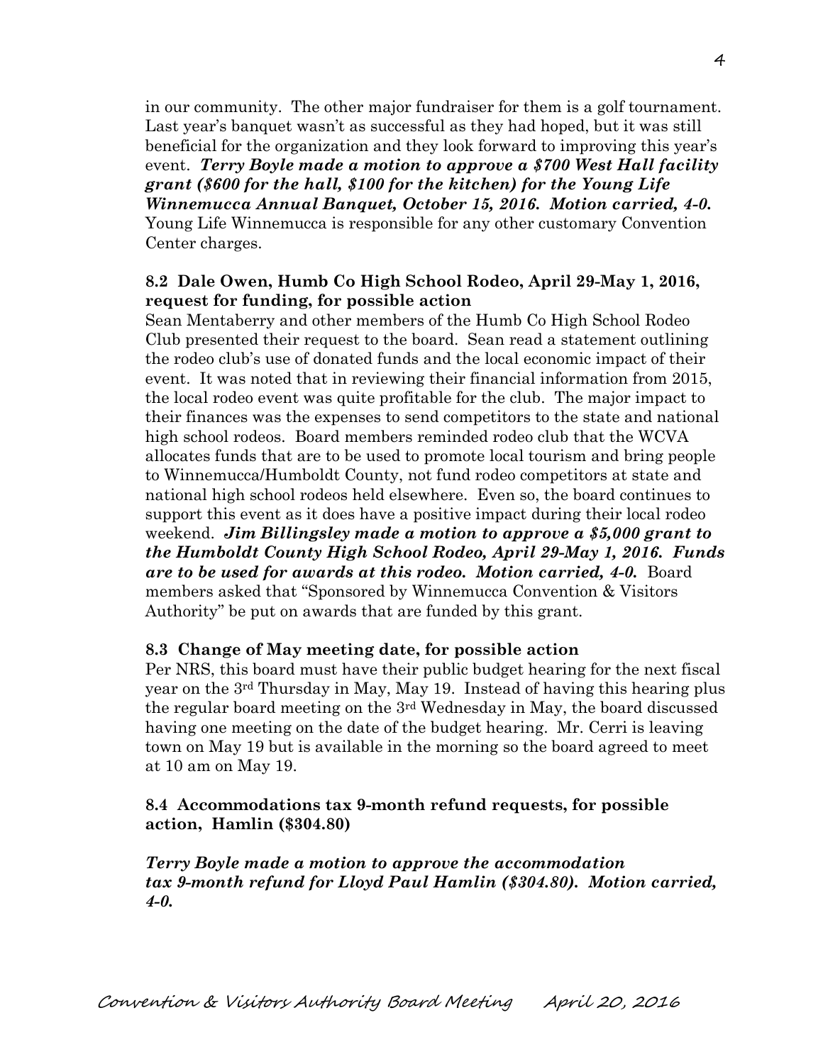in our community. The other major fundraiser for them is a golf tournament. Last year's banquet wasn't as successful as they had hoped, but it was still beneficial for the organization and they look forward to improving this year's event. ***Terry Boyle made a motion to approve a $700 West Hall facility grant ($600 for the hall, $100 for the kitchen) for the Young Life Winnemucca Annual Banquet, October 15, 2016. Motion carried, 4-0.*** Young Life Winnemucca is responsible for any other customary Convention Center charges.

**8.2 Dale Owen, Humb Co High School Rodeo, April 29-May 1, 2016, request for funding, for possible action**

Sean Mentaberry and other members of the Humb Co High School Rodeo Club presented their request to the board. Sean read a statement outlining the rodeo club's use of donated funds and the local economic impact of their event. It was noted that in reviewing their financial information from 2015, the local rodeo event was quite profitable for the club. The major impact to their finances was the expenses to send competitors to the state and national high school rodeos. Board members reminded rodeo club that the WCVA allocates funds that are to be used to promote local tourism and bring people to Winnemucca/Humboldt County, not fund rodeo competitors at state and national high school rodeos held elsewhere. Even so, the board continues to support this event as it does have a positive impact during their local rodeo weekend. ***Jim Billingsley made a motion to approve a $5,000 grant to the Humboldt County High School Rodeo, April 29-May 1, 2016. Funds are to be used for awards at this rodeo. Motion carried, 4-0.*** Board members asked that "Sponsored by Winnemucca Convention & Visitors Authority" be put on awards that are funded by this grant.

**8.3 Change of May meeting date, for possible action**

Per NRS, this board must have their public budget hearing for the next fiscal year on the 3rd Thursday in May, May 19. Instead of having this hearing plus the regular board meeting on the 3rd Wednesday in May, the board discussed having one meeting on the date of the budget hearing. Mr. Cerri is leaving town on May 19 but is available in the morning so the board agreed to meet at 10 am on May 19.

**8.4 Accommodations tax 9-month refund requests, for possible action, Hamlin ($304.80)**

***Terry Boyle made a motion to approve the accommodation tax 9-month refund for Lloyd Paul Hamlin ($304.80). Motion carried, 4-0.***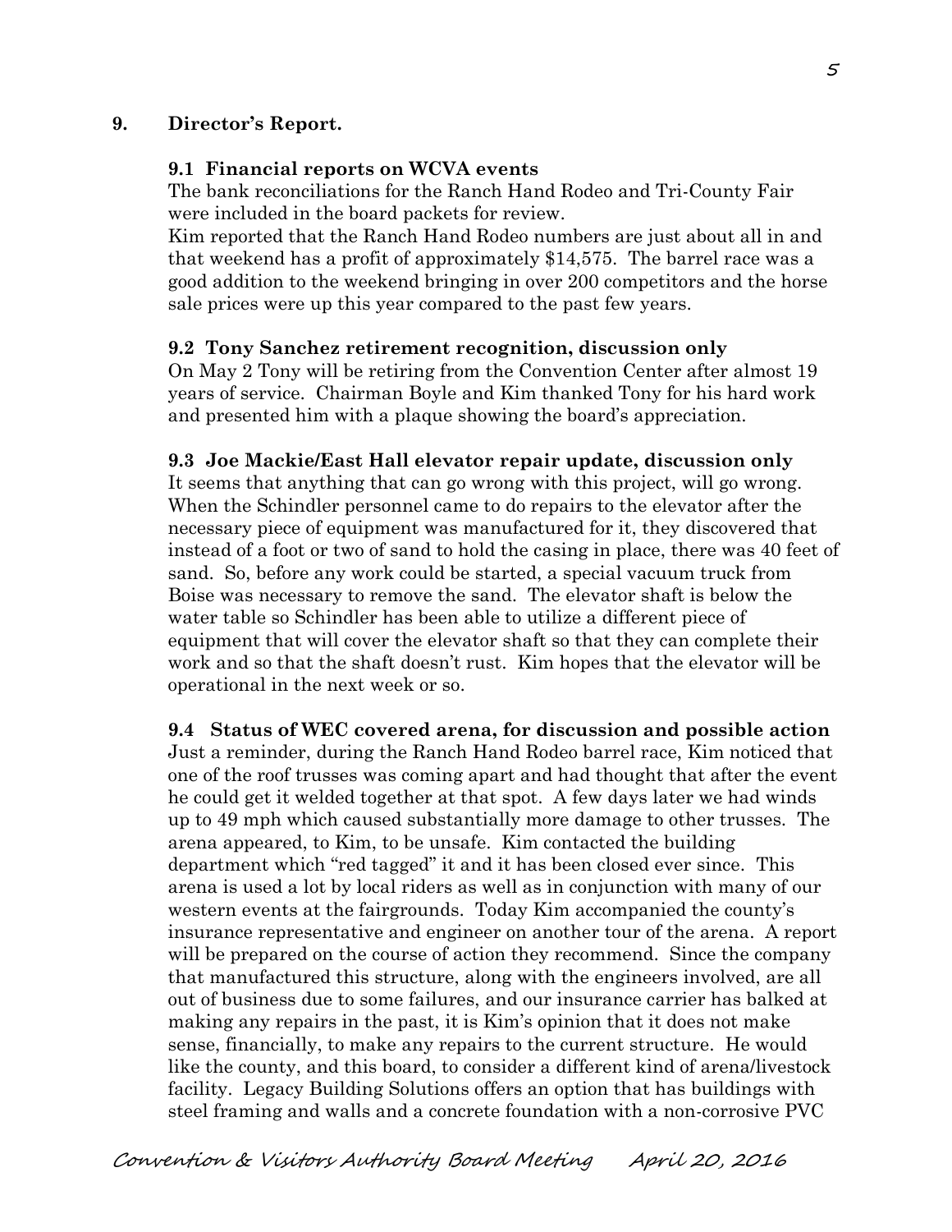## 9. Director's Report.

### 9.1 Financial reports on WCVA events

The bank reconciliations for the Ranch Hand Rodeo and Tri-County Fair were included in the board packets for review.

Kim reported that the Ranch Hand Rodeo numbers are just about all in and that weekend has a profit of approximately $14,575. The barrel race was a good addition to the weekend bringing in over 200 competitors and the horse sale prices were up this year compared to the past few years.

### 9.2 Tony Sanchez retirement recognition, discussion only

On May 2 Tony will be retiring from the Convention Center after almost 19 years of service. Chairman Boyle and Kim thanked Tony for his hard work and presented him with a plaque showing the board's appreciation.

### 9.3 Joe Mackie/East Hall elevator repair update, discussion only

It seems that anything that can go wrong with this project, will go wrong. When the Schindler personnel came to do repairs to the elevator after the necessary piece of equipment was manufactured for it, they discovered that instead of a foot or two of sand to hold the casing in place, there was 40 feet of sand. So, before any work could be started, a special vacuum truck from Boise was necessary to remove the sand. The elevator shaft is below the water table so Schindler has been able to utilize a different piece of equipment that will cover the elevator shaft so that they can complete their work and so that the shaft doesn't rust. Kim hopes that the elevator will be operational in the next week or so.

### 9.4 Status of WEC covered arena, for discussion and possible action

Just a reminder, during the Ranch Hand Rodeo barrel race, Kim noticed that one of the roof trusses was coming apart and had thought that after the event he could get it welded together at that spot. A few days later we had winds up to 49 mph which caused substantially more damage to other trusses. The arena appeared, to Kim, to be unsafe. Kim contacted the building department which "red tagged" it and it has been closed ever since. This arena is used a lot by local riders as well as in conjunction with many of our western events at the fairgrounds. Today Kim accompanied the county's insurance representative and engineer on another tour of the arena. A report will be prepared on the course of action they recommend. Since the company that manufactured this structure, along with the engineers involved, are all out of business due to some failures, and our insurance carrier has balked at making any repairs in the past, it is Kim's opinion that it does not make sense, financially, to make any repairs to the current structure. He would like the county, and this board, to consider a different kind of arena/livestock facility. Legacy Building Solutions offers an option that has buildings with steel framing and walls and a concrete foundation with a non-corrosive PVC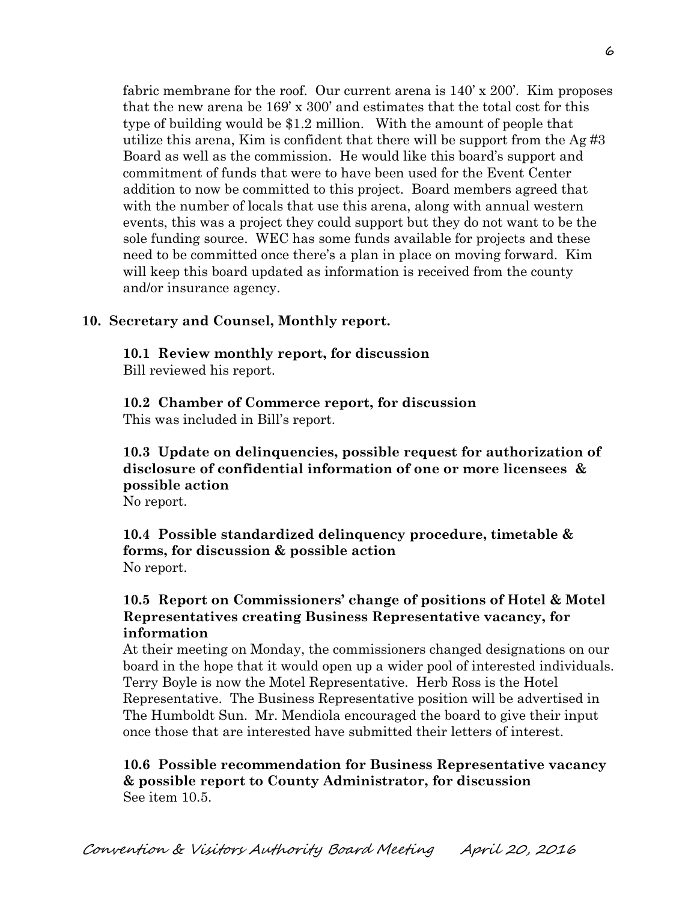fabric membrane for the roof. Our current arena is 140' x 200'. Kim proposes that the new arena be 169' x 300' and estimates that the total cost for this type of building would be $1.2 million. With the amount of people that utilize this arena, Kim is confident that there will be support from the Ag #3 Board as well as the commission. He would like this board's support and commitment of funds that were to have been used for the Event Center addition to now be committed to this project. Board members agreed that with the number of locals that use this arena, along with annual western events, this was a project they could support but they do not want to be the sole funding source. WEC has some funds available for projects and these need to be committed once there's a plan in place on moving forward. Kim will keep this board updated as information is received from the county and/or insurance agency.

**10. Secretary and Counsel, Monthly report.**

**10.1 Review monthly report, for discussion**
Bill reviewed his report.

**10.2 Chamber of Commerce report, for discussion**
This was included in Bill's report.

**10.3 Update on delinquencies, possible request for authorization of disclosure of confidential information of one or more licensees & possible action**
No report.

**10.4 Possible standardized delinquency procedure, timetable & forms, for discussion & possible action**
No report.

**10.5 Report on Commissioners' change of positions of Hotel & Motel Representatives creating Business Representative vacancy, for information**
At their meeting on Monday, the commissioners changed designations on our board in the hope that it would open up a wider pool of interested individuals. Terry Boyle is now the Motel Representative. Herb Ross is the Hotel Representative. The Business Representative position will be advertised in The Humboldt Sun. Mr. Mendiola encouraged the board to give their input once those that are interested have submitted their letters of interest.

**10.6 Possible recommendation for Business Representative vacancy & possible report to County Administrator, for discussion**
See item 10.5.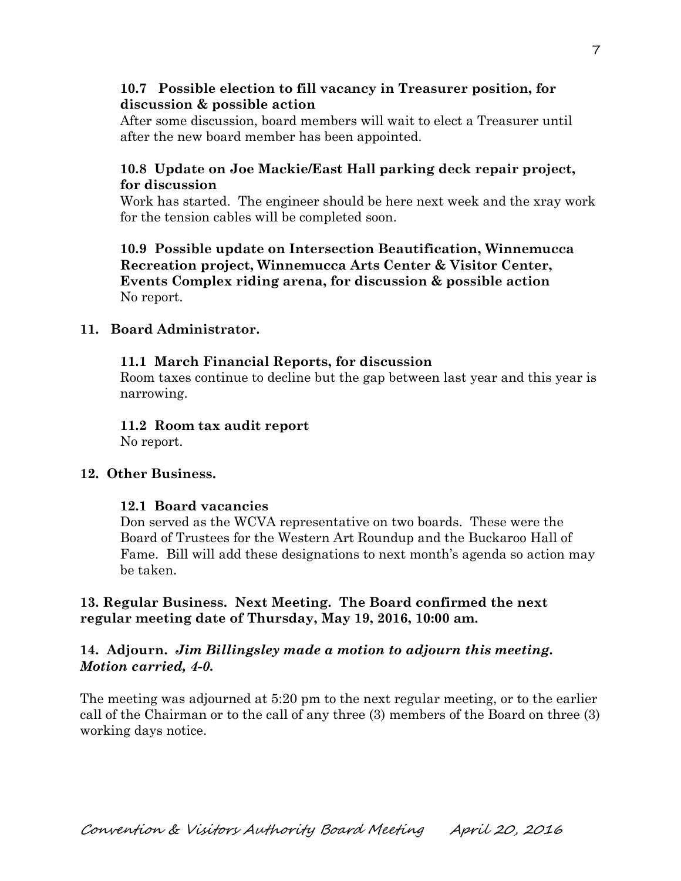**10.7 Possible election to fill vacancy in Treasurer position, for discussion & possible action**

After some discussion, board members will wait to elect a Treasurer until after the new board member has been appointed.

**10.8 Update on Joe Mackie/East Hall parking deck repair project, for discussion**

Work has started. The engineer should be here next week and the xray work for the tension cables will be completed soon.

**10.9 Possible update on Intersection Beautification, Winnemucca Recreation project, Winnemucca Arts Center & Visitor Center, Events Complex riding arena, for discussion & possible action**

No report.

**11. Board Administrator.**

**11.1 March Financial Reports, for discussion**

Room taxes continue to decline but the gap between last year and this year is narrowing.

**11.2 Room tax audit report**

No report.

**12. Other Business.**

**12.1 Board vacancies**

Don served as the WCVA representative on two boards. These were the Board of Trustees for the Western Art Roundup and the Buckaroo Hall of Fame. Bill will add these designations to next month's agenda so action may be taken.

**13. Regular Business. Next Meeting. The Board confirmed the next regular meeting date of Thursday, May 19, 2016, 10:00 am.**

**14. Adjourn.** ***Jim Billingsley made a motion to adjourn this meeting. Motion carried, 4-0.***

The meeting was adjourned at 5:20 pm to the next regular meeting, or to the earlier call of the Chairman or to the call of any three (3) members of the Board on three (3) working days notice.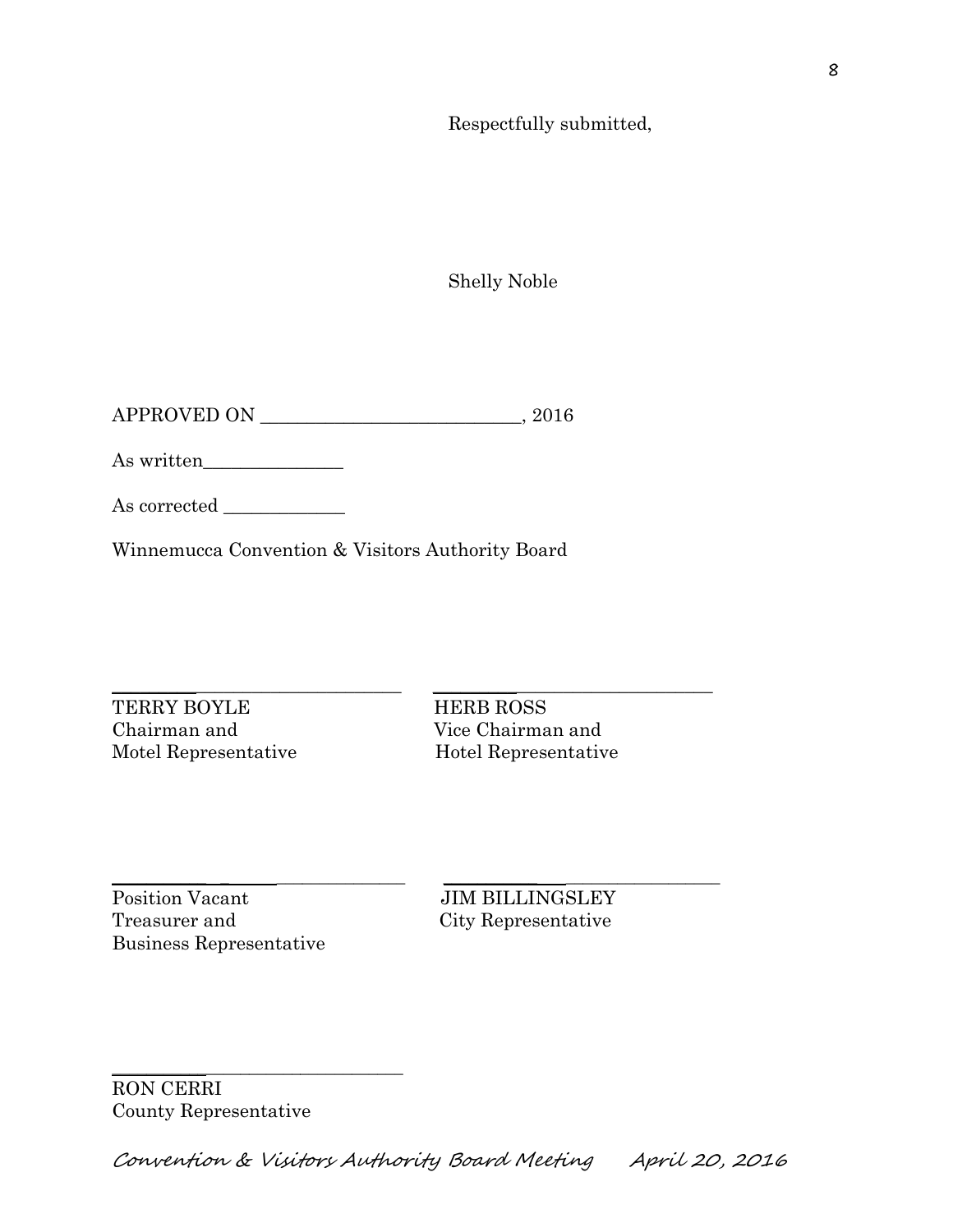Respectfully submitted,

Shelly Noble

APPROVED ON ____________________________, 2016

As written_______________

As corrected _____________

Winnemucca Convention & Visitors Authority Board

________________________________
TERRY BOYLE
Chairman and
Motel Representative

________________________________
HERB ROSS
Vice Chairman and
Hotel Representative

________________________________
Position Vacant
Treasurer and
Business Representative

________________________________
JIM BILLINGSLEY
City Representative

________________________________
RON CERRI
County Representative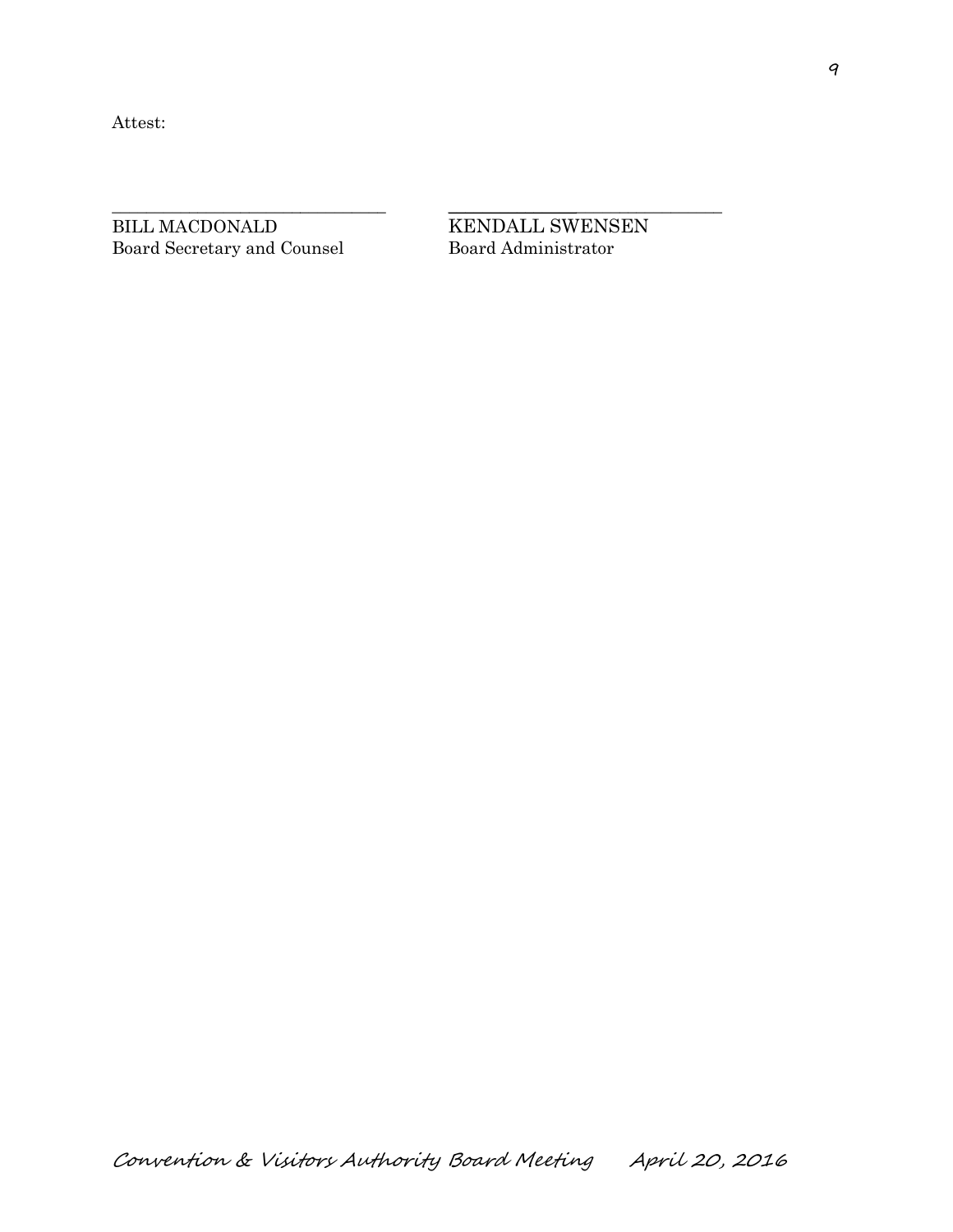Attest:

| | |
|---|---|
| \_\_\_\_\_\_\_\_\_\_\_\_\_\_\_\_\_\_\_\_\_\_\_\_\_\_\_\_\_\_\_\_ | \_\_\_\_\_\_\_\_\_\_\_\_\_\_\_\_\_\_\_\_\_\_\_\_\_\_\_\_\_\_\_\_ |
| BILL MACDONALD | KENDALL SWENSEN |
| Board Secretary and Counsel | Board Administrator |